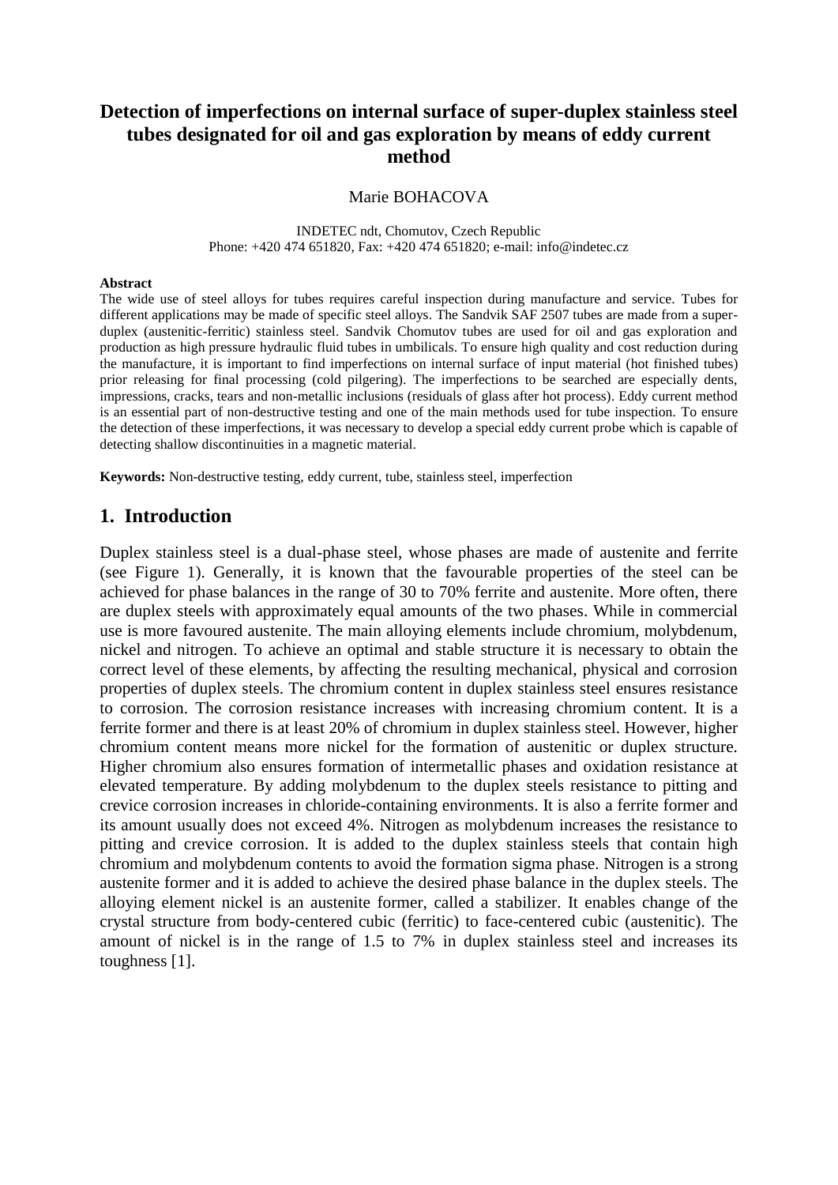# Detection of imperfections on internal surface of super-duplex stainless steel tubes designated for oil and gas exploration by means of eddy current method

Marie BOHACOVA

INDETEC ndt, Chomutov, Czech Republic
Phone: +420 474 651820, Fax: +420 474 651820; e-mail: info@indetec.cz

**Abstract**

The wide use of steel alloys for tubes requires careful inspection during manufacture and service. Tubes for different applications may be made of specific steel alloys. The Sandvik SAF 2507 tubes are made from a super-duplex (austenitic-ferritic) stainless steel. Sandvik Chomutov tubes are used for oil and gas exploration and production as high pressure hydraulic fluid tubes in umbilicals. To ensure high quality and cost reduction during the manufacture, it is important to find imperfections on internal surface of input material (hot finished tubes) prior releasing for final processing (cold pilgering). The imperfections to be searched are especially dents, impressions, cracks, tears and non-metallic inclusions (residuals of glass after hot process). Eddy current method is an essential part of non-destructive testing and one of the main methods used for tube inspection. To ensure the detection of these imperfections, it was necessary to develop a special eddy current probe which is capable of detecting shallow discontinuities in a magnetic material.

**Keywords:** Non-destructive testing, eddy current, tube, stainless steel, imperfection

## 1. Introduction

Duplex stainless steel is a dual-phase steel, whose phases are made of austenite and ferrite (see Figure 1). Generally, it is known that the favourable properties of the steel can be achieved for phase balances in the range of 30 to 70% ferrite and austenite. More often, there are duplex steels with approximately equal amounts of the two phases. While in commercial use is more favoured austenite. The main alloying elements include chromium, molybdenum, nickel and nitrogen. To achieve an optimal and stable structure it is necessary to obtain the correct level of these elements, by affecting the resulting mechanical, physical and corrosion properties of duplex steels. The chromium content in duplex stainless steel ensures resistance to corrosion. The corrosion resistance increases with increasing chromium content. It is a ferrite former and there is at least 20% of chromium in duplex stainless steel. However, higher chromium content means more nickel for the formation of austenitic or duplex structure. Higher chromium also ensures formation of intermetallic phases and oxidation resistance at elevated temperature. By adding molybdenum to the duplex steels resistance to pitting and crevice corrosion increases in chloride-containing environments. It is also a ferrite former and its amount usually does not exceed 4%. Nitrogen as molybdenum increases the resistance to pitting and crevice corrosion. It is added to the duplex stainless steels that contain high chromium and molybdenum contents to avoid the formation sigma phase. Nitrogen is a strong austenite former and it is added to achieve the desired phase balance in the duplex steels. The alloying element nickel is an austenite former, called a stabilizer. It enables change of the crystal structure from body-centered cubic (ferritic) to face-centered cubic (austenitic). The amount of nickel is in the range of 1.5 to 7% in duplex stainless steel and increases its toughness [1].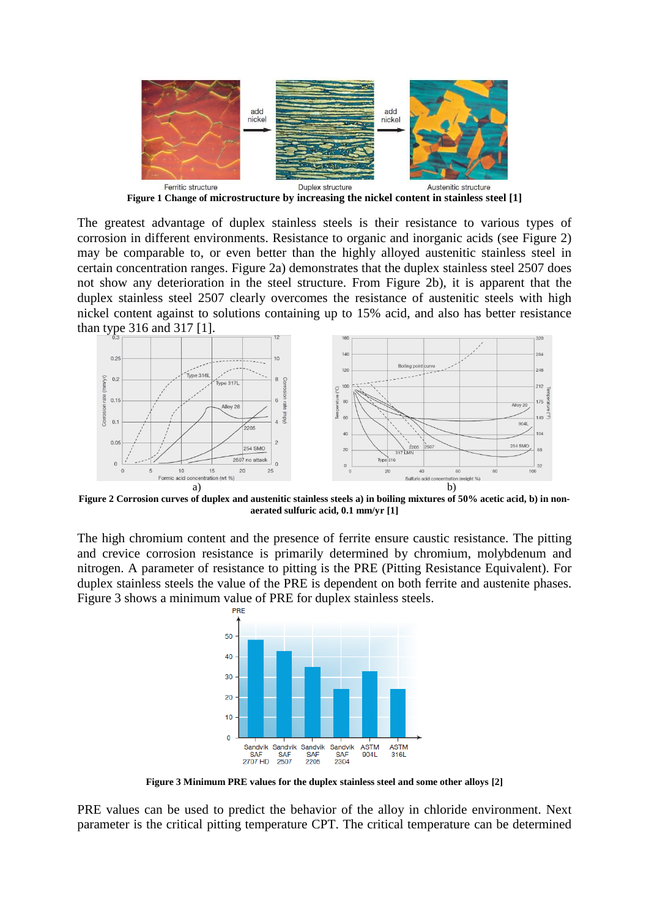Figure 1 Change of microstructure by increasing the nickel content in stainless steel [1]

The greatest advantage of duplex stainless steels is their resistance to various types of corrosion in different environments. Resistance to organic and inorganic acids (see Figure 2) may be comparable to, or even better than the highly alloyed austenitic stainless steel in certain concentration ranges. Figure 2a) demonstrates that the duplex stainless steel 2507 does not show any deterioration in the steel structure. From Figure 2b), it is apparent that the duplex stainless steel 2507 clearly overcomes the resistance of austenitic steels with high nickel content against to solutions containing up to 15% acid, and also has better resistance than type 316 and 317 [1].

Figure 2 Corrosion curves of duplex and austenitic stainless steels a) in boiling mixtures of 50% acetic acid, b) in non-aerated sulfuric acid, 0.1 mm/yr [1]

The high chromium content and the presence of ferrite ensure caustic resistance. The pitting and crevice corrosion resistance is primarily determined by chromium, molybdenum and nitrogen. A parameter of resistance to pitting is the PRE (Pitting Resistance Equivalent). For duplex stainless steels the value of the PRE is dependent on both ferrite and austenite phases. Figure 3 shows a minimum value of PRE for duplex stainless steels.

Figure 3 Minimum PRE values for the duplex stainless steel and some other alloys [2]

PRE values can be used to predict the behavior of the alloy in chloride environment. Next parameter is the critical pitting temperature CPT. The critical temperature can be determined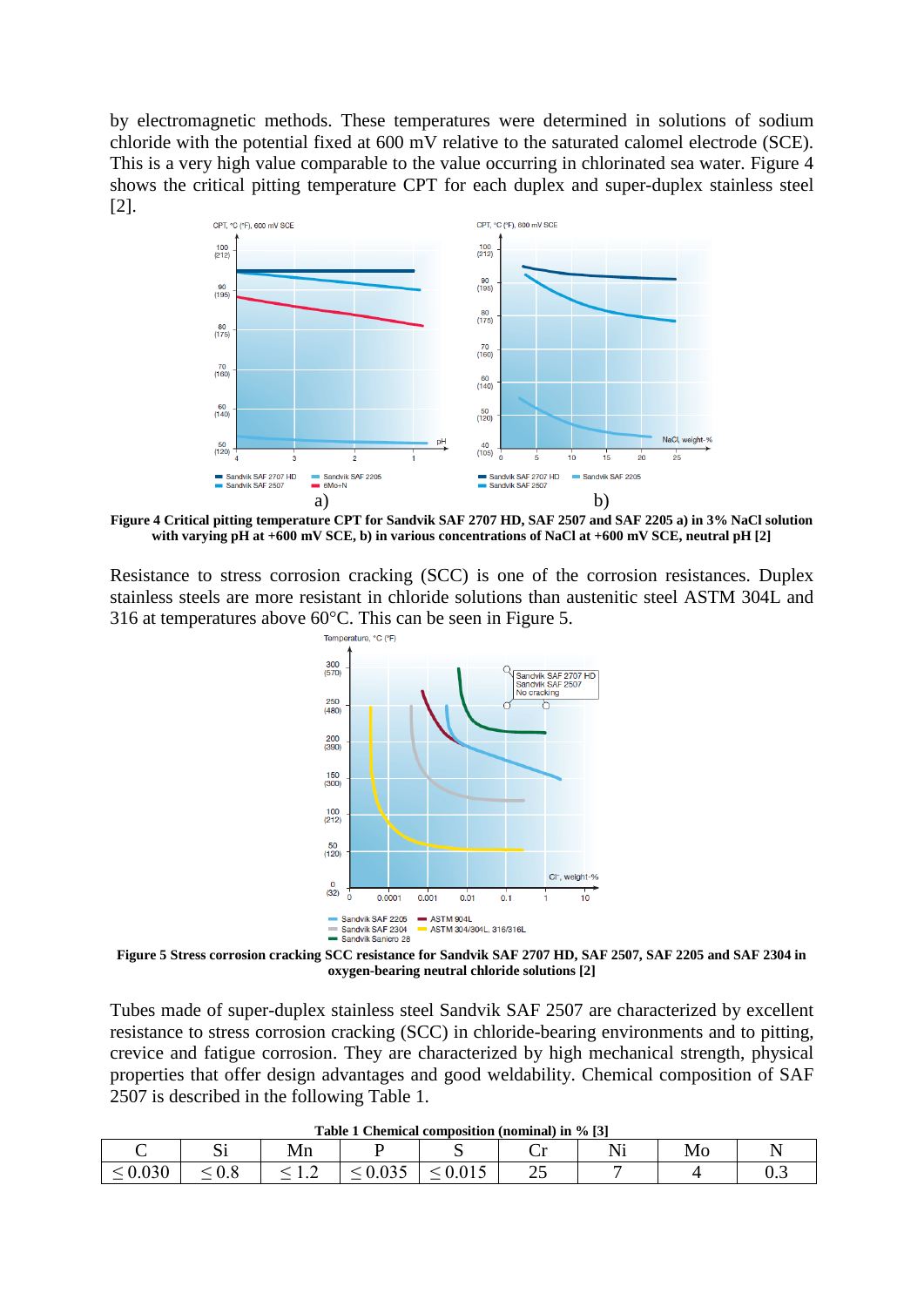by electromagnetic methods. These temperatures were determined in solutions of sodium chloride with the potential fixed at 600 mV relative to the saturated calomel electrode (SCE). This is a very high value comparable to the value occurring in chlorinated sea water. Figure 4 shows the critical pitting temperature CPT for each duplex and super-duplex stainless steel [2].

**Figure 4 Critical pitting temperature CPT for Sandvik SAF 2707 HD, SAF 2507 and SAF 2205 a) in 3% NaCl solution with varying pH at +600 mV SCE, b) in various concentrations of NaCl at +600 mV SCE, neutral pH [2]**

Resistance to stress corrosion cracking (SCC) is one of the corrosion resistances. Duplex stainless steels are more resistant in chloride solutions than austenitic steel ASTM 304L and 316 at temperatures above 60°C. This can be seen in Figure 5.

**Figure 5 Stress corrosion cracking SCC resistance for Sandvik SAF 2707 HD, SAF 2507, SAF 2205 and SAF 2304 in oxygen-bearing neutral chloride solutions [2]**

Tubes made of super-duplex stainless steel Sandvik SAF 2507 are characterized by excellent resistance to stress corrosion cracking (SCC) in chloride-bearing environments and to pitting, crevice and fatigue corrosion. They are characterized by high mechanical strength, physical properties that offer design advantages and good weldability. Chemical composition of SAF 2507 is described in the following Table 1.

**Table 1 Chemical composition (nominal) in % [3]**

| C | Si | Mn | P | S | Cr | Ni | Mo | N |
|---|---|---|---|---|---|---|---|---|
| ≤ 0.030 | ≤ 0.8 | ≤ 1.2 | ≤ 0.035 | ≤ 0.015 | 25 | 7 | 4 | 0.3 |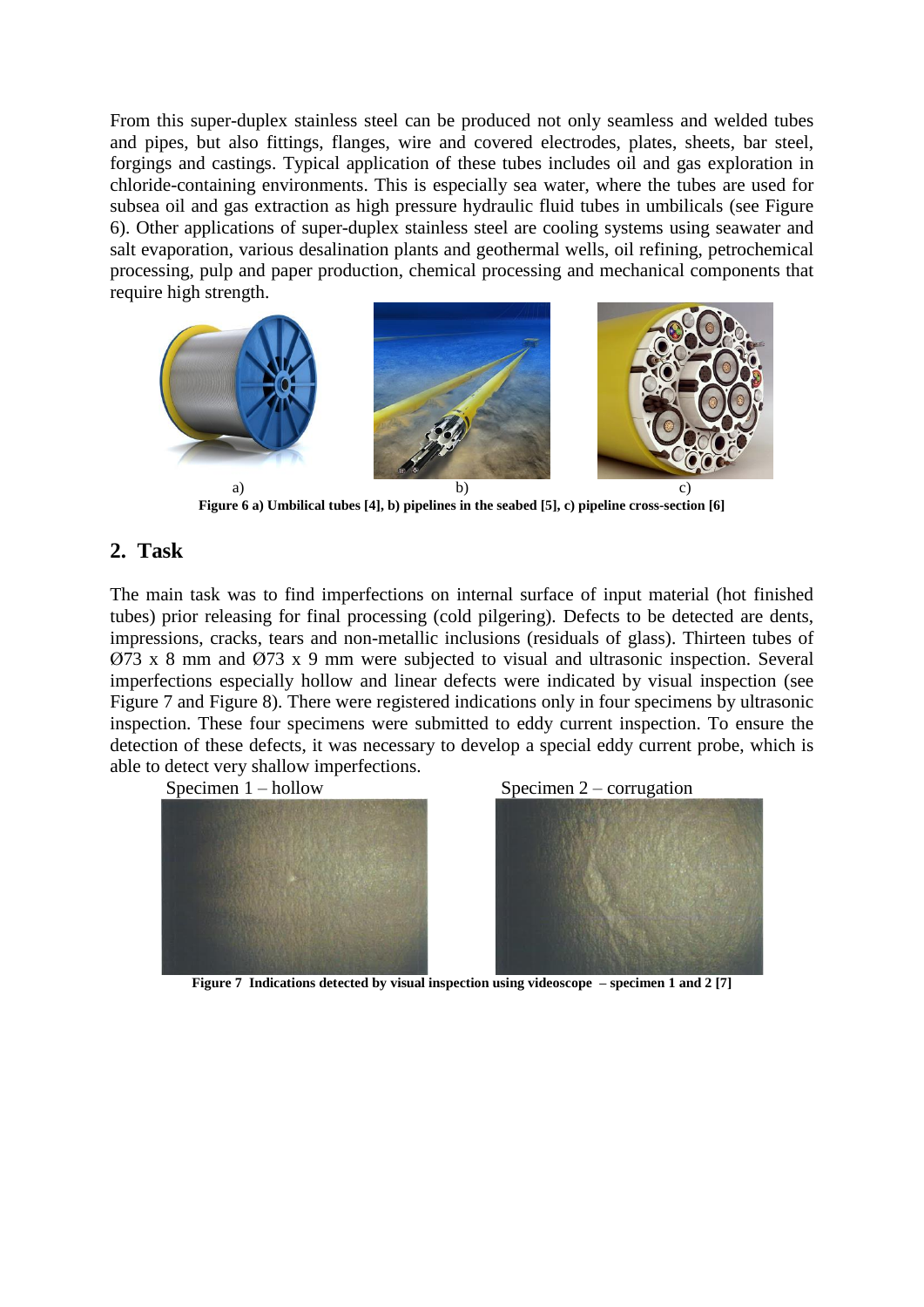From this super-duplex stainless steel can be produced not only seamless and welded tubes and pipes, but also fittings, flanges, wire and covered electrodes, plates, sheets, bar steel, forgings and castings. Typical application of these tubes includes oil and gas exploration in chloride-containing environments. This is especially sea water, where the tubes are used for subsea oil and gas extraction as high pressure hydraulic fluid tubes in umbilicals (see Figure 6). Other applications of super-duplex stainless steel are cooling systems using seawater and salt evaporation, various desalination plants and geothermal wells, oil refining, petrochemical processing, pulp and paper production, chemical processing and mechanical components that require high strength.

a) b) c)

**Figure 6 a) Umbilical tubes [4], b) pipelines in the seabed [5], c) pipeline cross-section [6]**

## 2. Task

The main task was to find imperfections on internal surface of input material (hot finished tubes) prior releasing for final processing (cold pilgering). Defects to be detected are dents, impressions, cracks, tears and non-metallic inclusions (residuals of glass). Thirteen tubes of Ø73 x 8 mm and Ø73 x 9 mm were subjected to visual and ultrasonic inspection. Several imperfections especially hollow and linear defects were indicated by visual inspection (see Figure 7 and Figure 8). There were registered indications only in four specimens by ultrasonic inspection. These four specimens were submitted to eddy current inspection. To ensure the detection of these defects, it was necessary to develop a special eddy current probe, which is able to detect very shallow imperfections.

Specimen 1 – hollow

Specimen 2 – corrugation

**Figure 7 Indications detected by visual inspection using videoscope – specimen 1 and 2 [7]**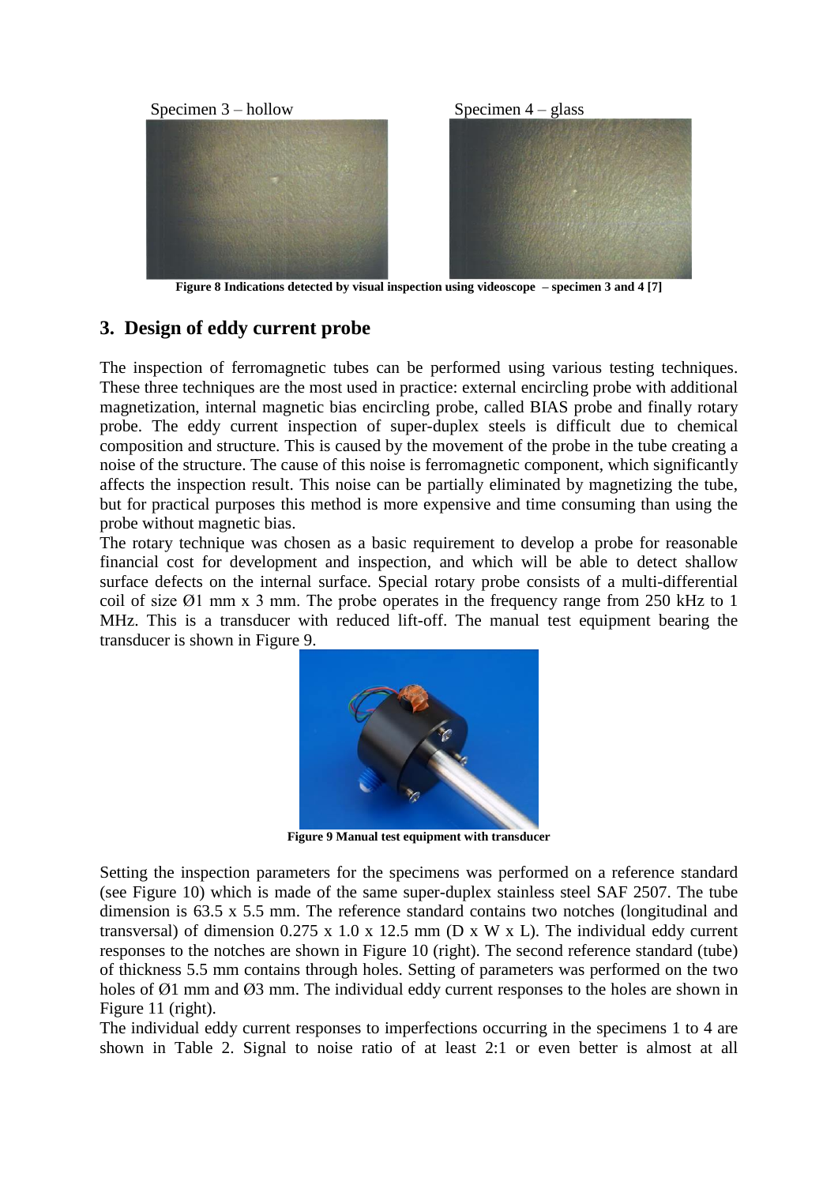Specimen 3 – hollow Specimen 4 – glass

**Figure 8 Indications detected by visual inspection using videoscope – specimen 3 and 4 [7]**

## 3. Design of eddy current probe

The inspection of ferromagnetic tubes can be performed using various testing techniques. These three techniques are the most used in practice: external encircling probe with additional magnetization, internal magnetic bias encircling probe, called BIAS probe and finally rotary probe. The eddy current inspection of super-duplex steels is difficult due to chemical composition and structure. This is caused by the movement of the probe in the tube creating a noise of the structure. The cause of this noise is ferromagnetic component, which significantly affects the inspection result. This noise can be partially eliminated by magnetizing the tube, but for practical purposes this method is more expensive and time consuming than using the probe without magnetic bias.

The rotary technique was chosen as a basic requirement to develop a probe for reasonable financial cost for development and inspection, and which will be able to detect shallow surface defects on the internal surface. Special rotary probe consists of a multi-differential coil of size Ø1 mm x 3 mm. The probe operates in the frequency range from 250 kHz to 1 MHz. This is a transducer with reduced lift-off. The manual test equipment bearing the transducer is shown in Figure 9.

**Figure 9 Manual test equipment with transducer**

Setting the inspection parameters for the specimens was performed on a reference standard (see Figure 10) which is made of the same super-duplex stainless steel SAF 2507. The tube dimension is 63.5 x 5.5 mm. The reference standard contains two notches (longitudinal and transversal) of dimension 0.275 x 1.0 x 12.5 mm (D x W x L). The individual eddy current responses to the notches are shown in Figure 10 (right). The second reference standard (tube) of thickness 5.5 mm contains through holes. Setting of parameters was performed on the two holes of Ø1 mm and Ø3 mm. The individual eddy current responses to the holes are shown in Figure 11 (right).

The individual eddy current responses to imperfections occurring in the specimens 1 to 4 are shown in Table 2. Signal to noise ratio of at least 2:1 or even better is almost at all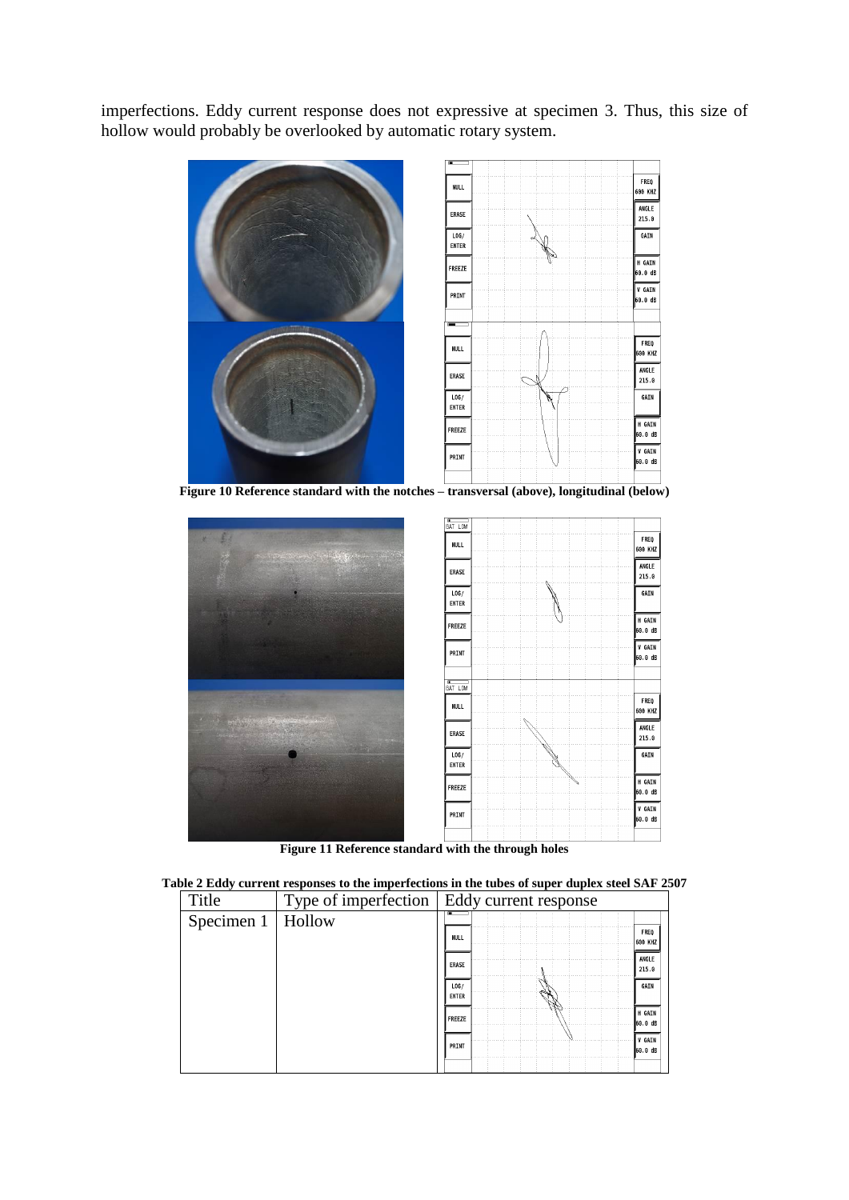imperfections. Eddy current response does not expressive at specimen 3. Thus, this size of hollow would probably be overlooked by automatic rotary system.

**Figure 10 Reference standard with the notches – transversal (above), longitudinal (below)**

**Figure 11 Reference standard with the through holes**

**Table 2 Eddy current responses to the imperfections in the tubes of super duplex steel SAF 2507**

| Title | Type of imperfection | Eddy current response |
|---|---|---|
| Specimen 1 | Hollow | |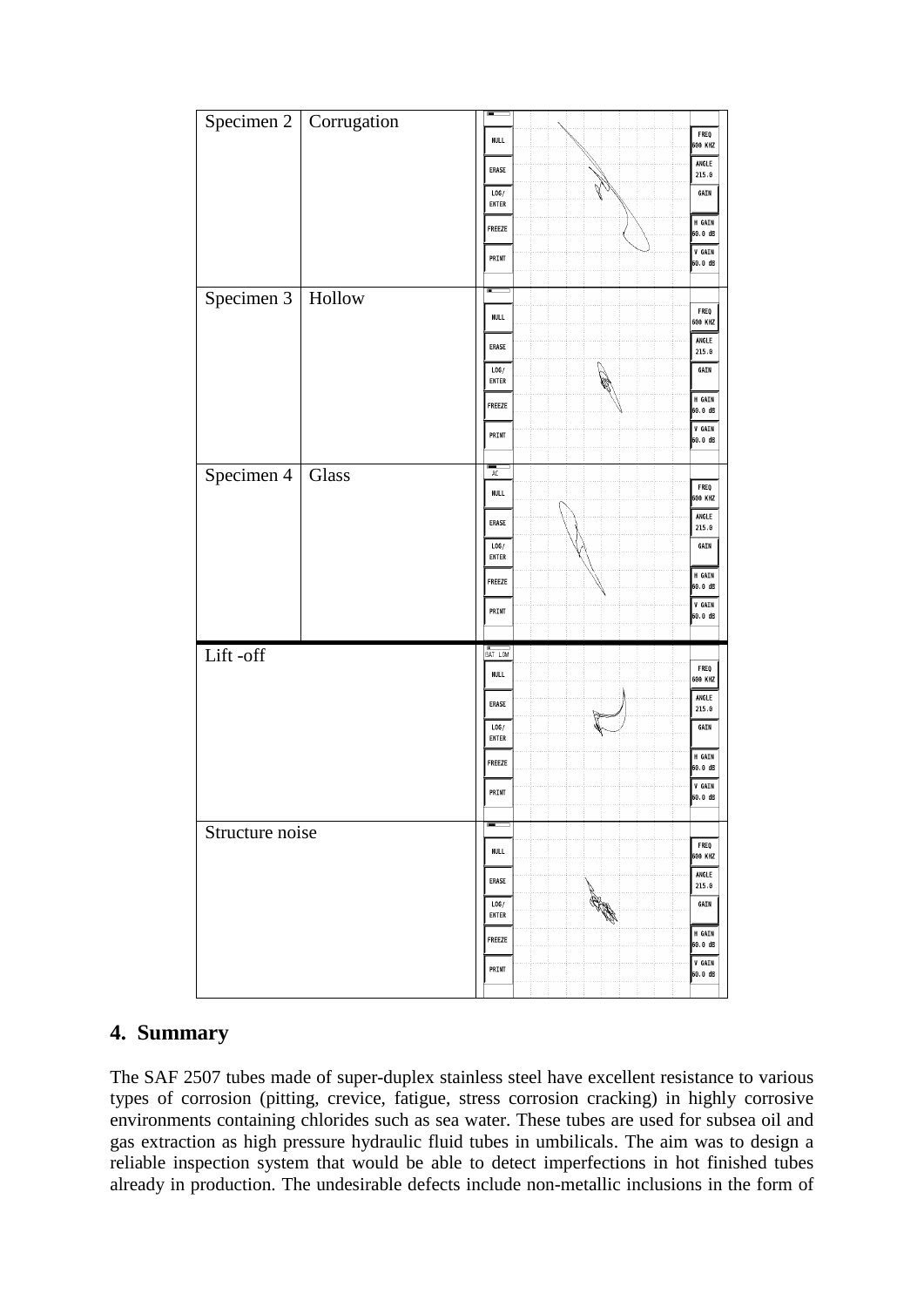| Specimen 2 | Corrugation | |
|---|---|---|
| Specimen 3 | Hollow | |
| Specimen 4 | Glass | |
| Lift -off | | |
| Structure noise | | |

## 4. Summary

The SAF 2507 tubes made of super-duplex stainless steel have excellent resistance to various types of corrosion (pitting, crevice, fatigue, stress corrosion cracking) in highly corrosive environments containing chlorides such as sea water. These tubes are used for subsea oil and gas extraction as high pressure hydraulic fluid tubes in umbilicals. The aim was to design a reliable inspection system that would be able to detect imperfections in hot finished tubes already in production. The undesirable defects include non-metallic inclusions in the form of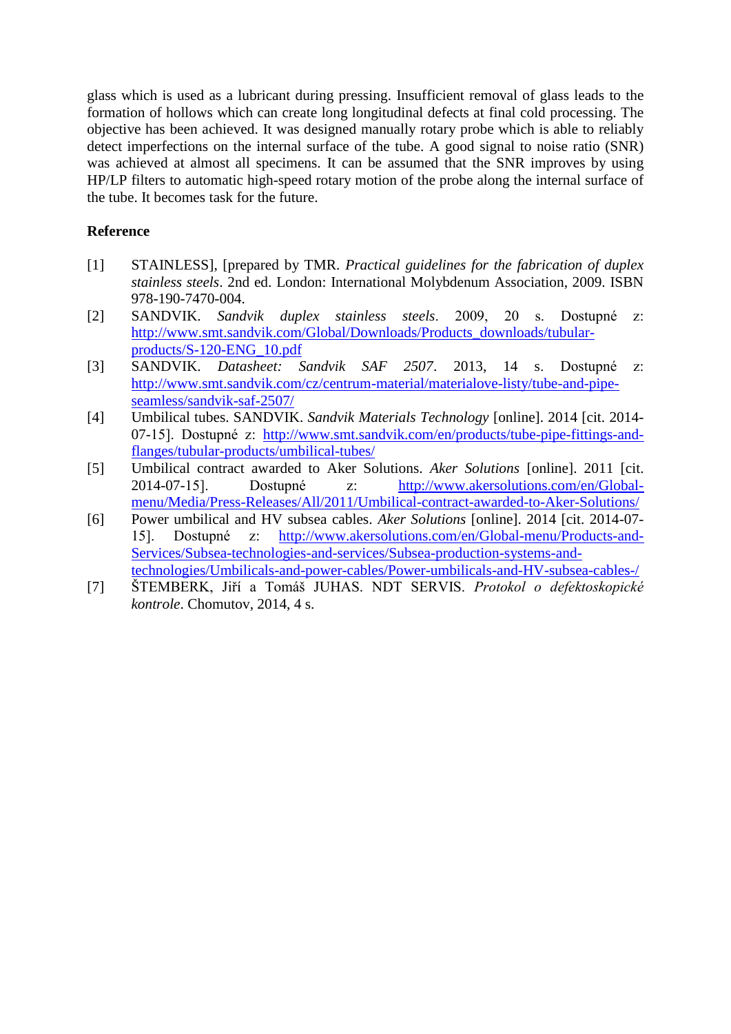glass which is used as a lubricant during pressing. Insufficient removal of glass leads to the formation of hollows which can create long longitudinal defects at final cold processing. The objective has been achieved. It was designed manually rotary probe which is able to reliably detect imperfections on the internal surface of the tube. A good signal to noise ratio (SNR) was achieved at almost all specimens. It can be assumed that the SNR improves by using HP/LP filters to automatic high-speed rotary motion of the probe along the internal surface of the tube. It becomes task for the future.

**Reference**

[1] STAINLESS], [prepared by TMR. *Practical guidelines for the fabrication of duplex stainless steels*. 2nd ed. London: International Molybdenum Association, 2009. ISBN 978-190-7470-004.

[2] SANDVIK. *Sandvik duplex stainless steels*. 2009, 20 s. Dostupné z: http://www.smt.sandvik.com/Global/Downloads/Products_downloads/tubular-products/S-120-ENG_10.pdf

[3] SANDVIK. *Datasheet: Sandvik SAF 2507*. 2013, 14 s. Dostupné z: http://www.smt.sandvik.com/cz/centrum-material/materialove-listy/tube-and-pipe-seamless/sandvik-saf-2507/

[4] Umbilical tubes. SANDVIK. *Sandvik Materials Technology* [online]. 2014 [cit. 2014-07-15]. Dostupné z: http://www.smt.sandvik.com/en/products/tube-pipe-fittings-and-flanges/tubular-products/umbilical-tubes/

[5] Umbilical contract awarded to Aker Solutions. *Aker Solutions* [online]. 2011 [cit. 2014-07-15]. Dostupné z: http://www.akersolutions.com/en/Global-menu/Media/Press-Releases/All/2011/Umbilical-contract-awarded-to-Aker-Solutions/

[6] Power umbilical and HV subsea cables. *Aker Solutions* [online]. 2014 [cit. 2014-07-15]. Dostupné z: http://www.akersolutions.com/en/Global-menu/Products-and-Services/Subsea-technologies-and-services/Subsea-production-systems-and-technologies/Umbilicals-and-power-cables/Power-umbilicals-and-HV-subsea-cables-/

[7] ŠTEMBERK, Jiří a Tomáš JUHAS. NDT SERVIS. *Protokol o defektoskopické kontrole*. Chomutov, 2014, 4 s.